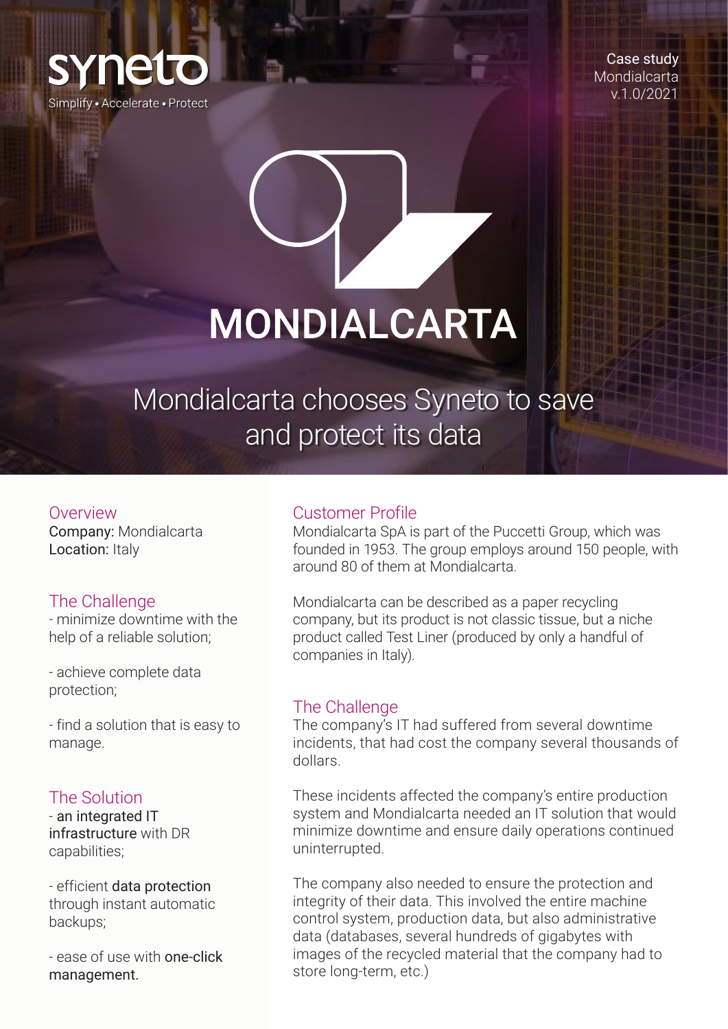syneto

Simplify • Accelerate • Protect

Case study
Mondialcarta
v.1.0/2021

# MONDIALCARTA

## Mondialcarta chooses Syneto to save and protect its data

### Overview

**Company:** Mondialcarta
**Location:** Italy

### The Challenge

- minimize downtime with the help of a reliable solution;

- achieve complete data protection;

- find a solution that is easy to manage.

### The Solution

- **an integrated IT infrastructure** with DR capabilities;

- efficient **data protection** through instant automatic backups;

- ease of use with **one-click management.**

### Customer Profile

Mondialcarta SpA is part of the Puccetti Group, which was founded in 1953. The group employs around 150 people, with around 80 of them at Mondialcarta.

Mondialcarta can be described as a paper recycling company, but its product is not classic tissue, but a niche product called Test Liner (produced by only a handful of companies in Italy).

### The Challenge

The company's IT had suffered from several downtime incidents, that had cost the company several thousands of dollars.

These incidents affected the company's entire production system and Mondialcarta needed an IT solution that would minimize downtime and ensure daily operations continued uninterrupted.

The company also needed to ensure the protection and integrity of their data. This involved the entire machine control system, production data, but also administrative data (databases, several hundreds of gigabytes with images of the recycled material that the company had to store long-term, etc.)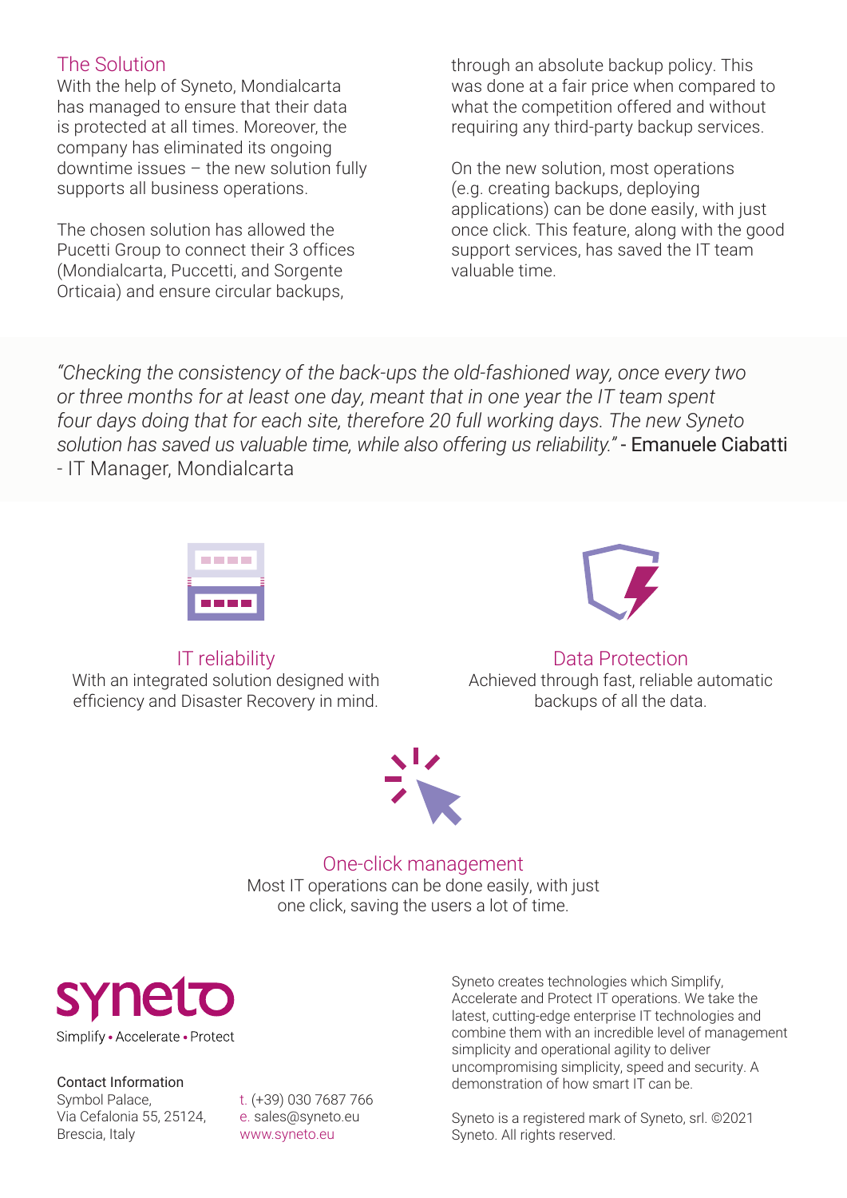## The Solution

With the help of Syneto, Mondialcarta has managed to ensure that their data is protected at all times. Moreover, the company has eliminated its ongoing downtime issues – the new solution fully supports all business operations.

The chosen solution has allowed the Pucetti Group to connect their 3 offices (Mondialcarta, Puccetti, and Sorgente Orticaia) and ensure circular backups, through an absolute backup policy. This was done at a fair price when compared to what the competition offered and without requiring any third-party backup services.

On the new solution, most operations (e.g. creating backups, deploying applications) can be done easily, with just once click. This feature, along with the good support services, has saved the IT team valuable time.

*"Checking the consistency of the back-ups the old-fashioned way, once every two or three months for at least one day, meant that in one year the IT team spent four days doing that for each site, therefore 20 full working days. The new Syneto solution has saved us valuable time, while also offering us reliability."* - Emanuele Ciabatti - IT Manager, Mondialcarta

### IT reliability

With an integrated solution designed with efficiency and Disaster Recovery in mind.

### Data Protection

Achieved through fast, reliable automatic backups of all the data.

### One-click management

Most IT operations can be done easily, with just one click, saving the users a lot of time.

syneto

Simplify • Accelerate • Protect

Contact Information
Symbol Palace,
Via Cefalonia 55, 25124,
Brescia, Italy

t. (+39) 030 7687 766
e. sales@syneto.eu
www.syneto.eu

Syneto creates technologies which Simplify, Accelerate and Protect IT operations. We take the latest, cutting-edge enterprise IT technologies and combine them with an incredible level of management simplicity and operational agility to deliver uncompromising simplicity, speed and security. A demonstration of how smart IT can be.

Syneto is a registered mark of Syneto, srl. ©2021 Syneto. All rights reserved.